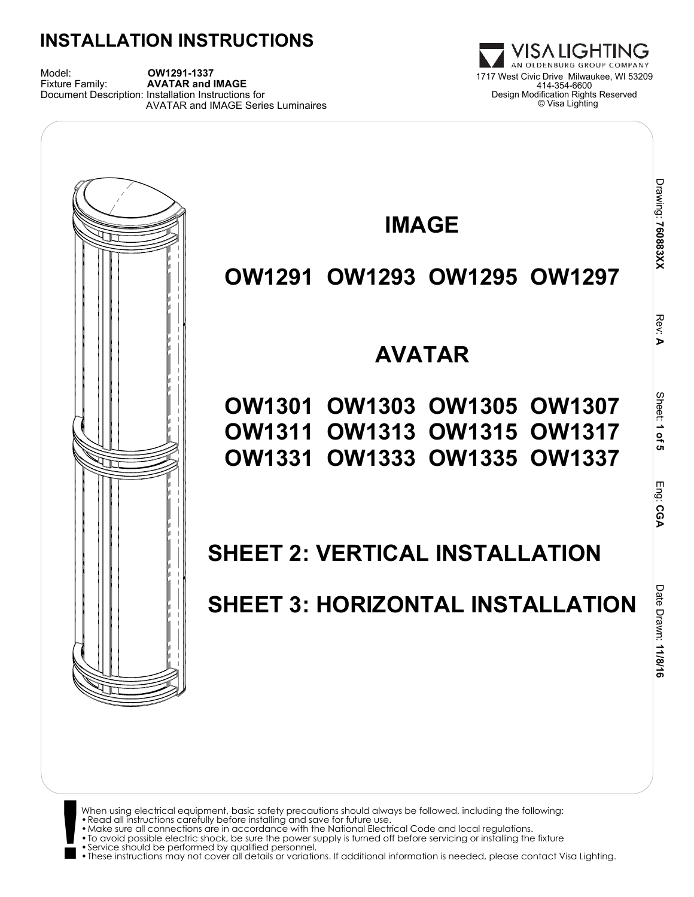# INSTALLATION INSTRUCTIONS

Model: **OW1291-1337**
Fixture Family: **AVATAR and IMAGE**
Document Description: Installation Instructions for AVATAR and IMAGE Series Luminaires

VISA LIGHTING
AN OLDENBURG GROUP COMPANY
1717 West Civic Drive Milwaukee, WI 53209
414-354-6600
Design Modification Rights Reserved
© Visa Lighting

Drawing: **76088 3XX** Rev: **A** Sheet: **1 of 5** Eng: **CGA** Date Drawn: **11/8/16**

## IMAGE

## OW1291 OW1293 OW1295 OW1297

## AVATAR

## OW1301 OW1303 OW1305 OW1307
## OW1311 OW1313 OW1315 OW1317
## OW1331 OW1333 OW1335 OW1337

## SHEET 2: VERTICAL INSTALLATION

## SHEET 3: HORIZONTAL INSTALLATION

**!** When using electrical equipment, basic safety precautions should always be followed, including the following:

- Read all instructions carefully before installing and save for future use.
- Make sure all connections are in accordance with the National Electrical Code and local regulations.
- To avoid possible electric shock, be sure the power supply is turned off before servicing or installing the fixture
- Service should be performed by qualified personnel.
- These instructions may not cover all details or variations. If additional information is needed, please contact Visa Lighting.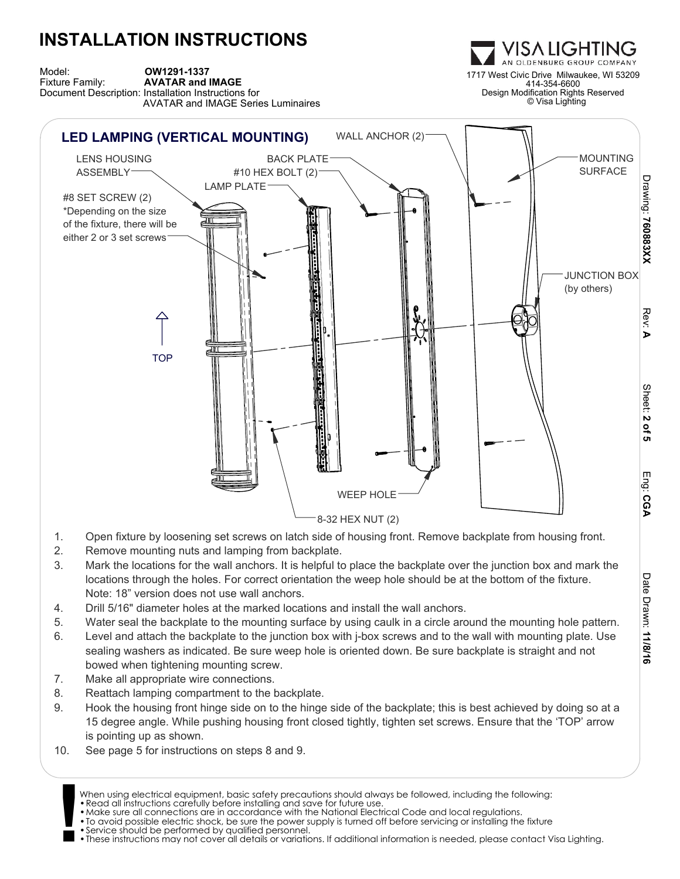# INSTALLATION INSTRUCTIONS

Model: **OW1291-1337**
Fixture Family: **AVATAR and IMAGE**
Document Description: Installation Instructions for AVATAR and IMAGE Series Luminaires

VISA LIGHTING
AN OLDENBURG GROUP COMPANY
1717 West Civic Drive Milwaukee, WI 53209
414-354-6600
Design Modification Rights Reserved
© Visa Lighting

Drawing: **76083XX** Rev: **A** Sheet: **2 of 5** Eng: **CGA** Date Drawn: **11/8/16**

## LED LAMPING (VERTICAL MOUNTING)

LENS HOUSING ASSEMBLY
#8 SET SCREW (2)
*Depending on the size of the fixture, there will be either 2 or 3 set screws
LAMP PLATE
BACK PLATE
#10 HEX BOLT (2)
WALL ANCHOR (2)
MOUNTING SURFACE
JUNCTION BOX (by others)
TOP
WEEP HOLE
8-32 HEX NUT (2)

1. Open fixture by loosening set screws on latch side of housing front. Remove backplate from housing front.
2. Remove mounting nuts and lamping from backplate.
3. Mark the locations for the wall anchors. It is helpful to place the backplate over the junction box and mark the locations through the holes. For correct orientation the weep hole should be at the bottom of the fixture. Note: 18” version does not use wall anchors.
4. Drill 5/16" diameter holes at the marked locations and install the wall anchors.
5. Water seal the backplate to the mounting surface by using caulk in a circle around the mounting hole pattern.
6. Level and attach the backplate to the junction box with j-box screws and to the wall with mounting plate. Use sealing washers as indicated. Be sure weep hole is oriented down. Be sure backplate is straight and not bowed when tightening mounting screw.
7. Make all appropriate wire connections.
8. Reattach lamping compartment to the backplate.
9. Hook the housing front hinge side on to the hinge side of the backplate; this is best achieved by doing so at a 15 degree angle. While pushing housing front closed tightly, tighten set screws. Ensure that the ‘TOP’ arrow is pointing up as shown.
10. See page 5 for instructions on steps 8 and 9.

**!** When using electrical equipment, basic safety precautions should always be followed, including the following:
- Read all instructions carefully before installing and save for future use.
- Make sure all connections are in accordance with the National Electrical Code and local regulations.
- To avoid possible electric shock, be sure the power supply is turned off before servicing or installing the fixture
- Service should be performed by qualified personnel.
- These instructions may not cover all details or variations. If additional information is needed, please contact Visa Lighting.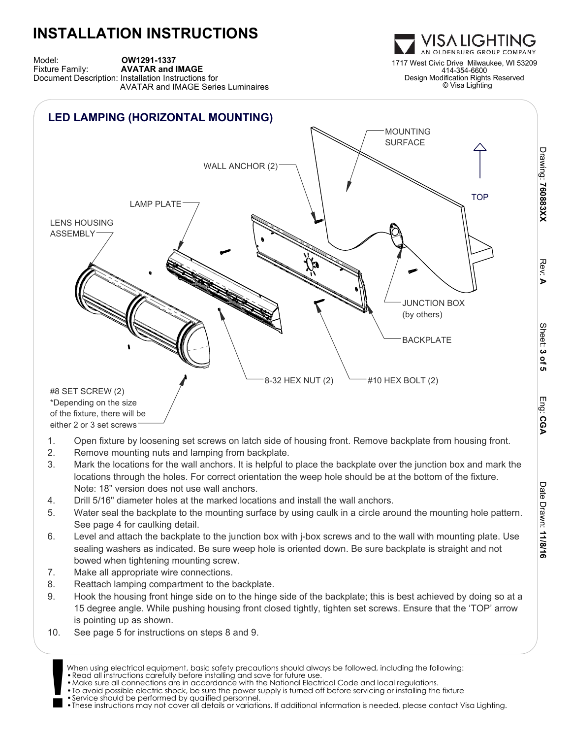# INSTALLATION INSTRUCTIONS

Model: **OW1291-1337**
Fixture Family: **AVATAR and IMAGE**
Document Description: Installation Instructions for AVATAR and IMAGE Series Luminaires

VISA LIGHTING
AN OLDENBURG GROUP COMPANY
1717 West Civic Drive Milwaukee, WI 53209
414-354-6600
Design Modification Rights Reserved
© Visa Lighting

Drawing: **76083XX** Rev: **A** Sheet: **3 of 5** Eng: **CGA** Date Drawn: **11/8/16**

## LED LAMPING (HORIZONTAL MOUNTING)

MOUNTING SURFACE

WALL ANCHOR (2)

TOP

LAMP PLATE

LENS HOUSING ASSEMBLY

JUNCTION BOX (by others)

BACKPLATE

8-32 HEX NUT (2)

#10 HEX BOLT (2)

#8 SET SCREW (2)
*Depending on the size of the fixture, there will be either 2 or 3 set screws

1. Open fixture by loosening set screws on latch side of housing front. Remove backplate from housing front.
2. Remove mounting nuts and lamping from backplate.
3. Mark the locations for the wall anchors. It is helpful to place the backplate over the junction box and mark the locations through the holes. For correct orientation the weep hole should be at the bottom of the fixture. Note: 18" version does not use wall anchors.
4. Drill 5/16" diameter holes at the marked locations and install the wall anchors.
5. Water seal the backplate to the mounting surface by using caulk in a circle around the mounting hole pattern. See page 4 for caulking detail.
6. Level and attach the backplate to the junction box with j-box screws and to the wall with mounting plate. Use sealing washers as indicated. Be sure weep hole is oriented down. Be sure backplate is straight and not bowed when tightening mounting screw.
7. Make all appropriate wire connections.
8. Reattach lamping compartment to the backplate.
9. Hook the housing front hinge side on to the hinge side of the backplate; this is best achieved by doing so at a 15 degree angle. While pushing housing front closed tightly, tighten set screws. Ensure that the 'TOP' arrow is pointing up as shown.
10. See page 5 for instructions on steps 8 and 9.

**!** When using electrical equipment, basic safety precautions should always be followed, including the following:

- Read all instructions carefully before installing and save for future use.
- Make sure all connections are in accordance with the National Electrical Code and local regulations.
- To avoid possible electric shock, be sure the power supply is turned off before servicing or installing the fixture
- Service should be performed by qualified personnel.
- These instructions may not cover all details or variations. If additional information is needed, please contact Visa Lighting.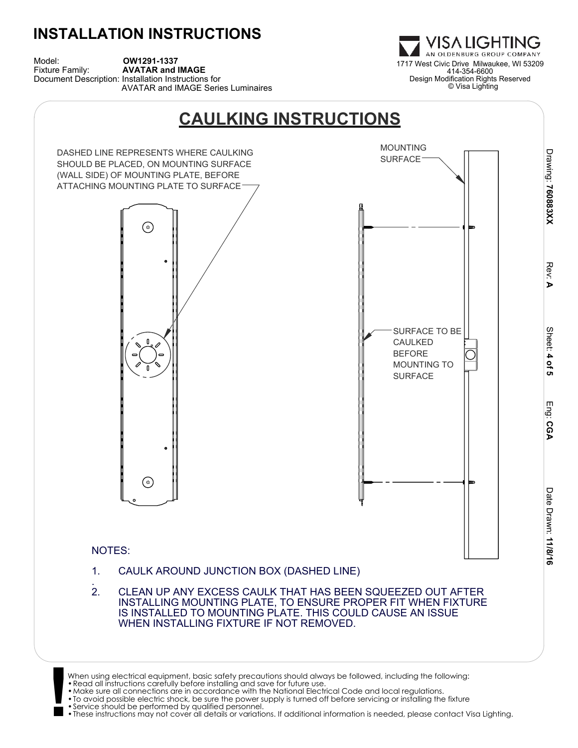# INSTALLATION INSTRUCTIONS

Model: **OW1291-1337**
Fixture Family: **AVATAR and IMAGE**
Document Description: Installation Instructions for AVATAR and IMAGE Series Luminaires

VISA LIGHTING
AN OLDENBURG GROUP COMPANY
1717 West Civic Drive Milwaukee, WI 53209
414-354-6600
Design Modification Rights Reserved
© Visa Lighting

## CAULKING INSTRUCTIONS

DASHED LINE REPRESENTS WHERE CAULKING SHOULD BE PLACED, ON MOUNTING SURFACE (WALL SIDE) OF MOUNTING PLATE, BEFORE ATTACHING MOUNTING PLATE TO SURFACE

MOUNTING SURFACE

SURFACE TO BE CAULKED BEFORE MOUNTING TO SURFACE

NOTES:

1. CAULK AROUND JUNCTION BOX (DASHED LINE)
2. CLEAN UP ANY EXCESS CAULK THAT HAS BEEN SQUEEZED OUT AFTER INSTALLING MOUNTING PLATE, TO ENSURE PROPER FIT WHEN FIXTURE IS INSTALLED TO MOUNTING PLATE. THIS COULD CAUSE AN ISSUE WHEN INSTALLING FIXTURE IF NOT REMOVED.

Drawing: **76088XX** Rev: **A** Sheet: **4 of 5** Eng: **CGA** Date Drawn: **11/8/16**

When using electrical equipment, basic safety precautions should always be followed, including the following:
- Read all instructions carefully before installing and save for future use.
- Make sure all connections are in accordance with the National Electrical Code and local regulations.
- To avoid possible electric shock, be sure the power supply is turned off before servicing or installing the fixture
- Service should be performed by qualified personnel.
- These instructions may not cover all details or variations. If additional information is needed, please contact Visa Lighting.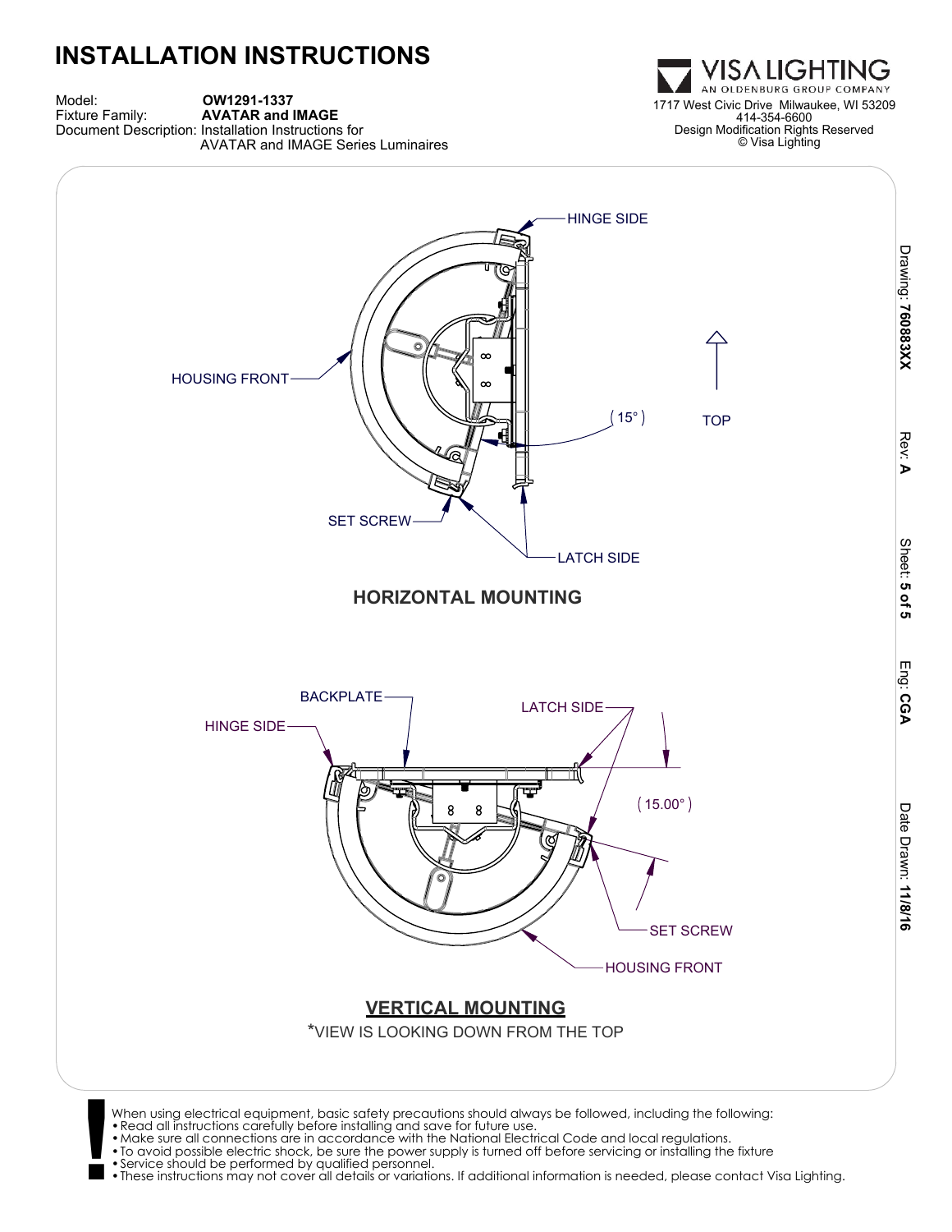# INSTALLATION INSTRUCTIONS

Model: **OW1291-1337**
Fixture Family: **AVATAR and IMAGE**
Document Description: Installation Instructions for AVATAR and IMAGE Series Luminaires

VISA LIGHTING
AN OLDENBURG GROUP COMPANY
1717 West Civic Drive Milwaukee, WI 53209
414-354-6600
Design Modification Rights Reserved
© Visa Lighting

HINGE SIDE
HOUSING FRONT
(15°)
TOP
SET SCREW
LATCH SIDE

## HORIZONTAL MOUNTING

BACKPLATE
HINGE SIDE
LATCH SIDE
(15.00°)
SET SCREW
HOUSING FRONT

## VERTICAL MOUNTING

*VIEW IS LOOKING DOWN FROM THE TOP

Drawing: **76083XX** Rev: **A** Sheet: **5 of 5** Eng: **CGA** Date Drawn: **11/8/16**

When using electrical equipment, basic safety precautions should always be followed, including the following:

- Read all instructions carefully before installing and save for future use.
- Make sure all connections are in accordance with the National Electrical Code and local regulations.
- To avoid possible electric shock, be sure the power supply is turned off before servicing or installing the fixture
- Service should be performed by qualified personnel.
- These instructions may not cover all details or variations. If additional information is needed, please contact Visa Lighting.